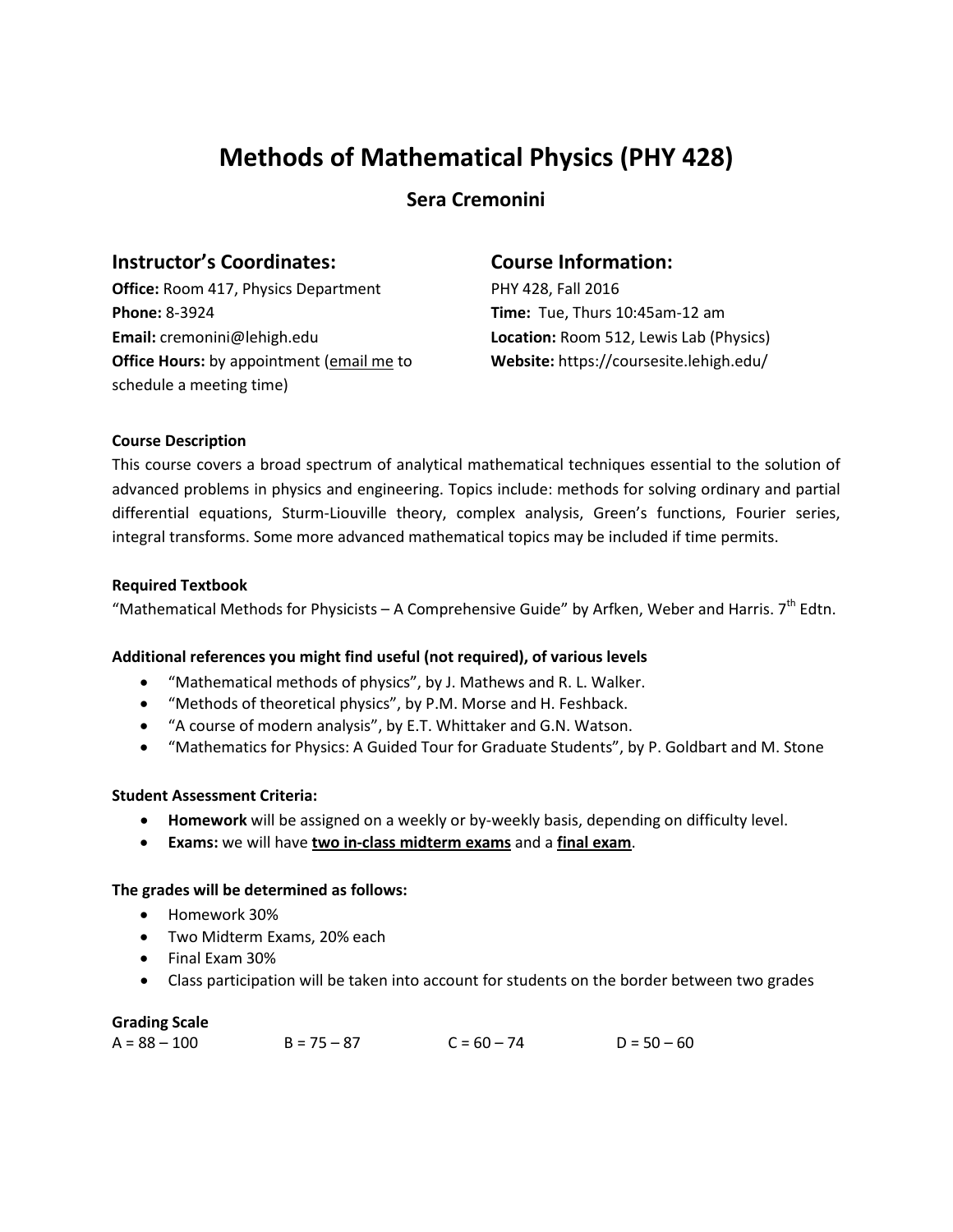# Methods of Mathematical Physics (PHY 428)

## Sera Cremonini

### Instructor's Coordinates:

**Office:** Room 417, Physics Department
**Phone:** 8-3924
**Email:** cremonini@lehigh.edu
**Office Hours:** by appointment (email me to schedule a meeting time)

### Course Information:

PHY 428, Fall 2016
**Time:** Tue, Thurs 10:45am-12 am
**Location:** Room 512, Lewis Lab (Physics)
**Website:** https://coursesite.lehigh.edu/

**Course Description**

This course covers a broad spectrum of analytical mathematical techniques essential to the solution of advanced problems in physics and engineering. Topics include: methods for solving ordinary and partial differential equations, Sturm-Liouville theory, complex analysis, Green's functions, Fourier series, integral transforms. Some more advanced mathematical topics may be included if time permits.

**Required Textbook**

"Mathematical Methods for Physicists – A Comprehensive Guide" by Arfken, Weber and Harris. 7th Edtn.

**Additional references you might find useful (not required), of various levels**

- "Mathematical methods of physics", by J. Mathews and R. L. Walker.
- "Methods of theoretical physics", by P.M. Morse and H. Feshback.
- "A course of modern analysis", by E.T. Whittaker and G.N. Watson.
- "Mathematics for Physics: A Guided Tour for Graduate Students", by P. Goldbart and M. Stone

**Student Assessment Criteria:**

- **Homework** will be assigned on a weekly or by-weekly basis, depending on difficulty level.
- **Exams:** we will have **two in-class midterm exams** and a **final exam**.

**The grades will be determined as follows:**

- Homework 30%
- Two Midterm Exams, 20% each
- Final Exam 30%
- Class participation will be taken into account for students on the border between two grades

**Grading Scale**

A = 88 – 100 B = 75 – 87 C = 60 – 74 D = 50 – 60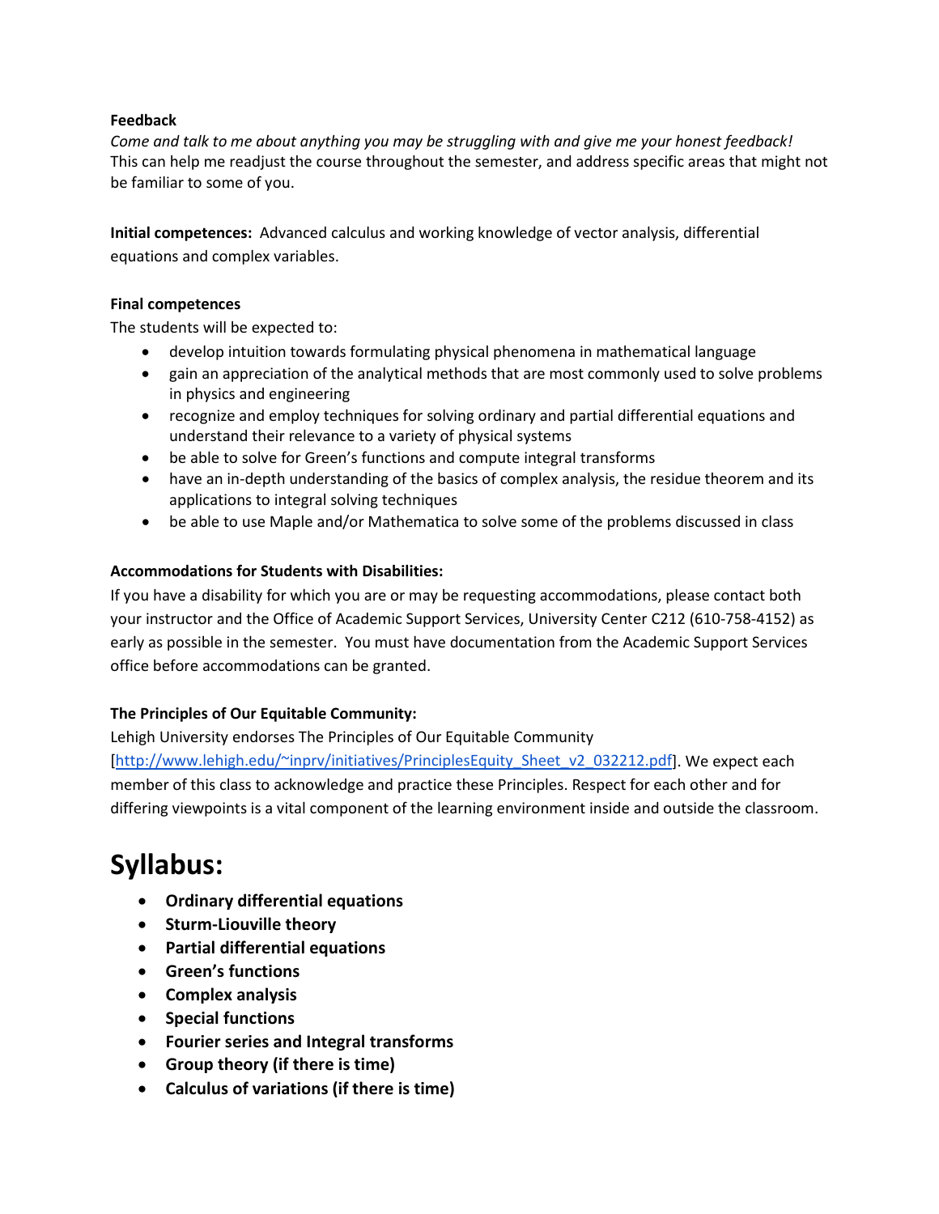**Feedback**

*Come and talk to me about anything you may be struggling with and give me your honest feedback!* This can help me readjust the course throughout the semester, and address specific areas that might not be familiar to some of you.

**Initial competences:** Advanced calculus and working knowledge of vector analysis, differential equations and complex variables.

**Final competences**

The students will be expected to:

- develop intuition towards formulating physical phenomena in mathematical language
- gain an appreciation of the analytical methods that are most commonly used to solve problems in physics and engineering
- recognize and employ techniques for solving ordinary and partial differential equations and understand their relevance to a variety of physical systems
- be able to solve for Green's functions and compute integral transforms
- have an in-depth understanding of the basics of complex analysis, the residue theorem and its applications to integral solving techniques
- be able to use Maple and/or Mathematica to solve some of the problems discussed in class

**Accommodations for Students with Disabilities:**

If you have a disability for which you are or may be requesting accommodations, please contact both your instructor and the Office of Academic Support Services, University Center C212 (610-758-4152) as early as possible in the semester. You must have documentation from the Academic Support Services office before accommodations can be granted.

**The Principles of Our Equitable Community:**

Lehigh University endorses The Principles of Our Equitable Community [http://www.lehigh.edu/~inprv/initiatives/PrinciplesEquity_Sheet_v2_032212.pdf]. We expect each member of this class to acknowledge and practice these Principles. Respect for each other and for differing viewpoints is a vital component of the learning environment inside and outside the classroom.

# Syllabus:

- **Ordinary differential equations**
- **Sturm-Liouville theory**
- **Partial differential equations**
- **Green's functions**
- **Complex analysis**
- **Special functions**
- **Fourier series and Integral transforms**
- **Group theory (if there is time)**
- **Calculus of variations (if there is time)**